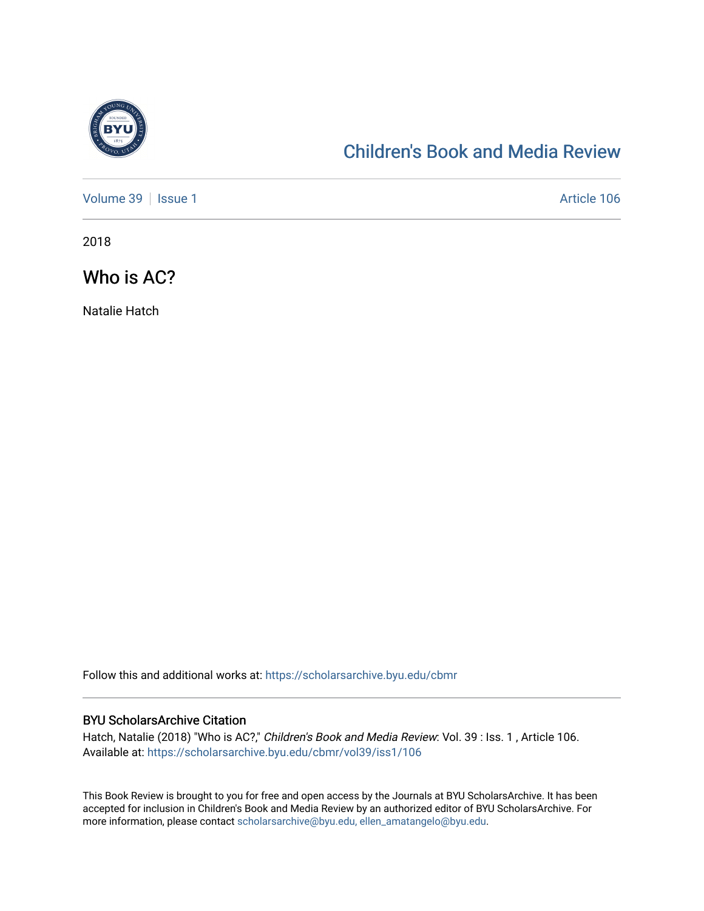# Children's Book and Media Review

Volume 39 | Issue 1 | Article 106

2018

## Who is AC?

Natalie Hatch

Follow this and additional works at: https://scholarsarchive.byu.edu/cbmr

### BYU ScholarsArchive Citation

Hatch, Natalie (2018) "Who is AC?," *Children's Book and Media Review*: Vol. 39 : Iss. 1 , Article 106.
Available at: https://scholarsarchive.byu.edu/cbmr/vol39/iss1/106

This Book Review is brought to you for free and open access by the Journals at BYU ScholarsArchive. It has been accepted for inclusion in Children's Book and Media Review by an authorized editor of BYU ScholarsArchive. For more information, please contact scholarsarchive@byu.edu, ellen_amatangelo@byu.edu.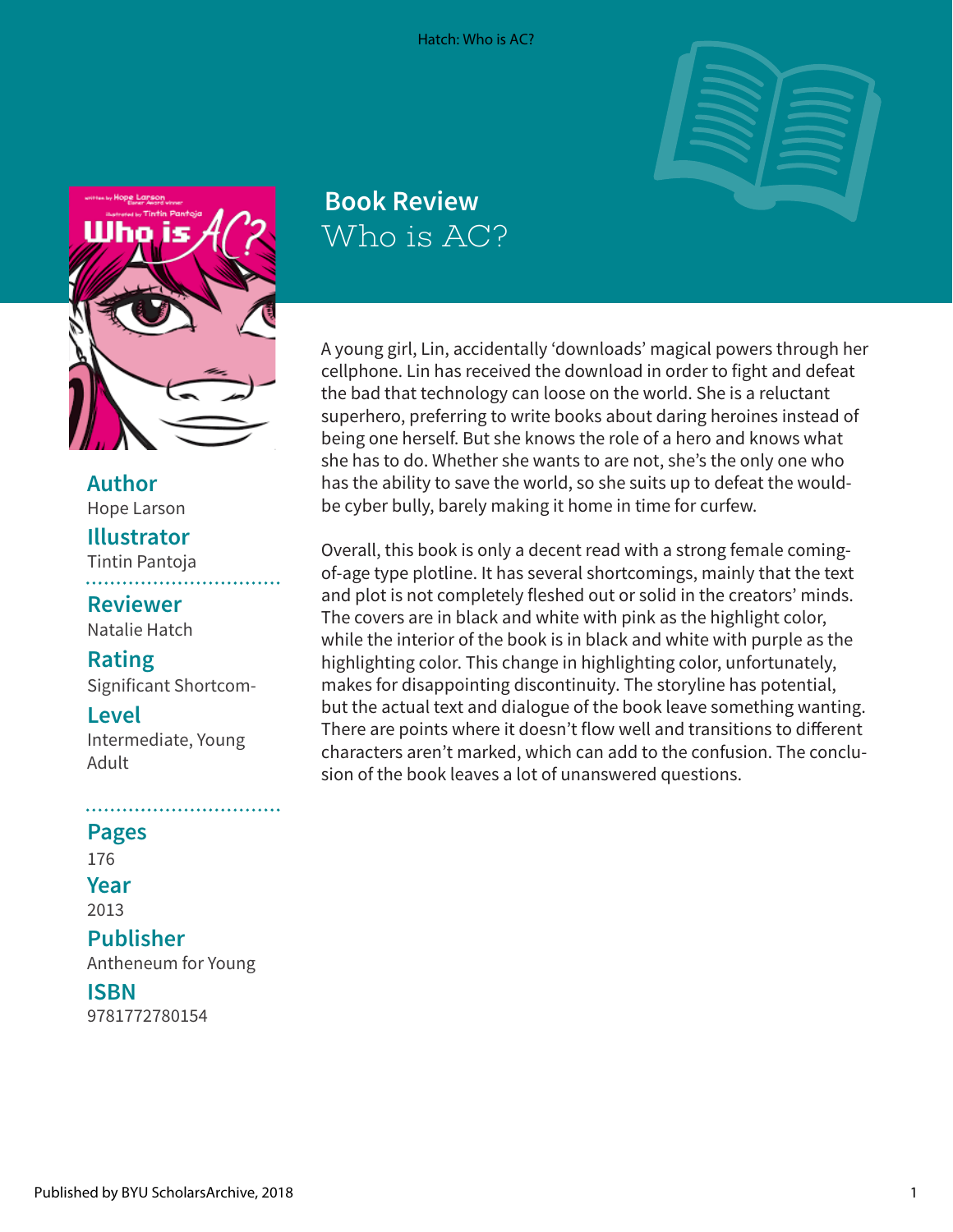# Book Review

## Who is AC?

**Author**
Hope Larson

**Illustrator**
Tintin Pantoja

**Reviewer**
Natalie Hatch

**Rating**
Significant Shortcom-

**Level**
Intermediate, Young Adult

**Pages**
176

**Year**
2013

**Publisher**
Antheneum for Young

**ISBN**
9781772780154

A young girl, Lin, accidentally 'downloads' magical powers through her cellphone. Lin has received the download in order to fight and defeat the bad that technology can loose on the world. She is a reluctant superhero, preferring to write books about daring heroines instead of being one herself. But she knows the role of a hero and knows what she has to do. Whether she wants to are not, she's the only one who has the ability to save the world, so she suits up to defeat the would-be cyber bully, barely making it home in time for curfew.

Overall, this book is only a decent read with a strong female coming-of-age type plotline. It has several shortcomings, mainly that the text and plot is not completely fleshed out or solid in the creators' minds. The covers are in black and white with pink as the highlight color, while the interior of the book is in black and white with purple as the highlighting color. This change in highlighting color, unfortunately, makes for disappointing discontinuity. The storyline has potential, but the actual text and dialogue of the book leave something wanting. There are points where it doesn't flow well and transitions to different characters aren't marked, which can add to the confusion. The conclusion of the book leaves a lot of unanswered questions.